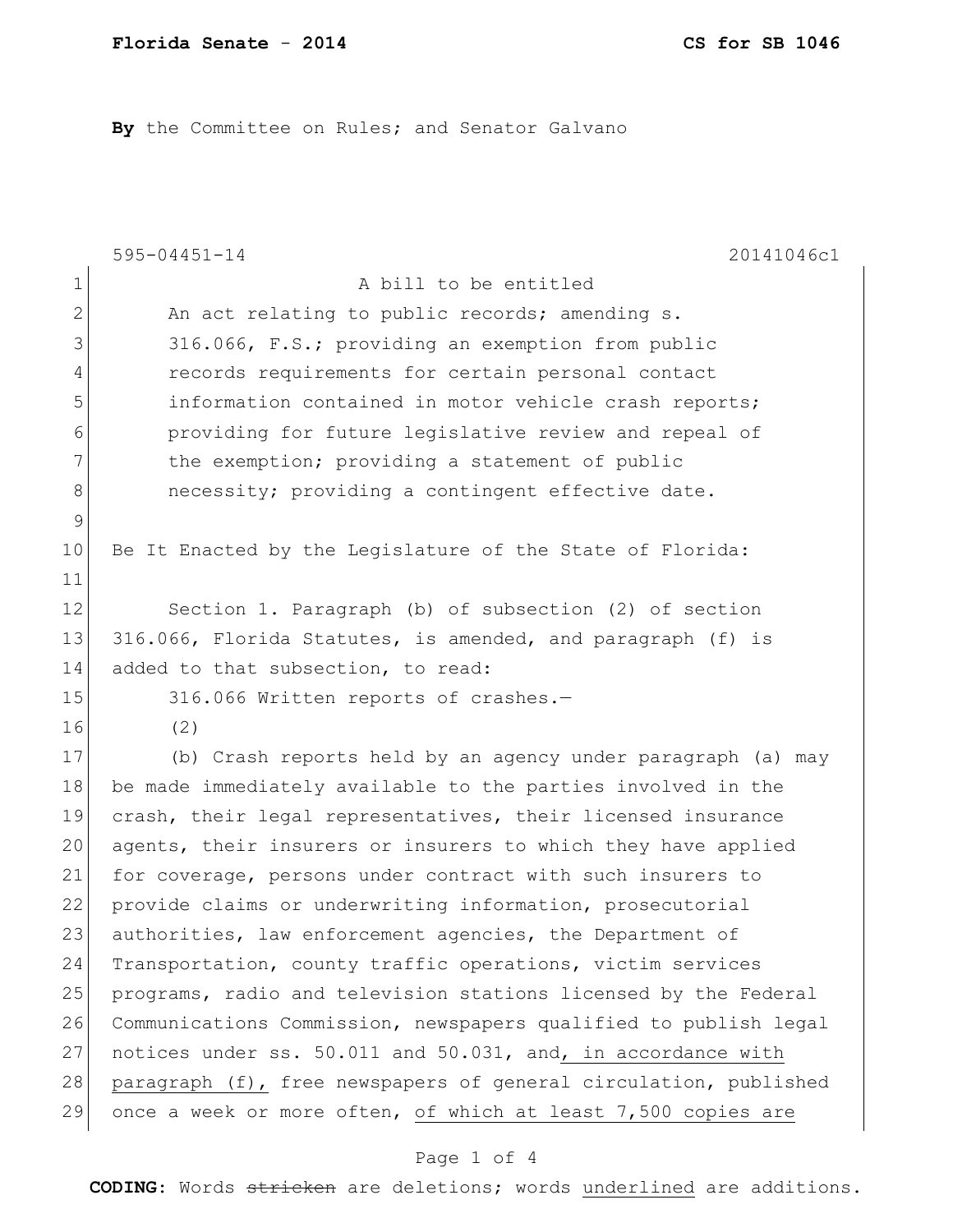**By** the Committee on Rules; and Senator Galvano

595-04451-14 20141046c1

A bill to be entitled

An act relating to public records; amending s. 316.066, F.S.; providing an exemption from public records requirements for certain personal contact information contained in motor vehicle crash reports; providing for future legislative review and repeal of the exemption; providing a statement of public necessity; providing a contingent effective date.

Be It Enacted by the Legislature of the State of Florida:

Section 1. Paragraph (b) of subsection (2) of section 316.066, Florida Statutes, is amended, and paragraph (f) is added to that subsection, to read:

316.066 Written reports of crashes.—

(2)

(b) Crash reports held by an agency under paragraph (a) may be made immediately available to the parties involved in the crash, their legal representatives, their licensed insurance agents, their insurers or insurers to which they have applied for coverage, persons under contract with such insurers to provide claims or underwriting information, prosecutorial authorities, law enforcement agencies, the Department of Transportation, county traffic operations, victim services programs, radio and television stations licensed by the Federal Communications Commission, newspapers qualified to publish legal notices under ss. 50.011 and 50.031, and, in accordance with paragraph (f), free newspapers of general circulation, published once a week or more often, of which at least 7,500 copies are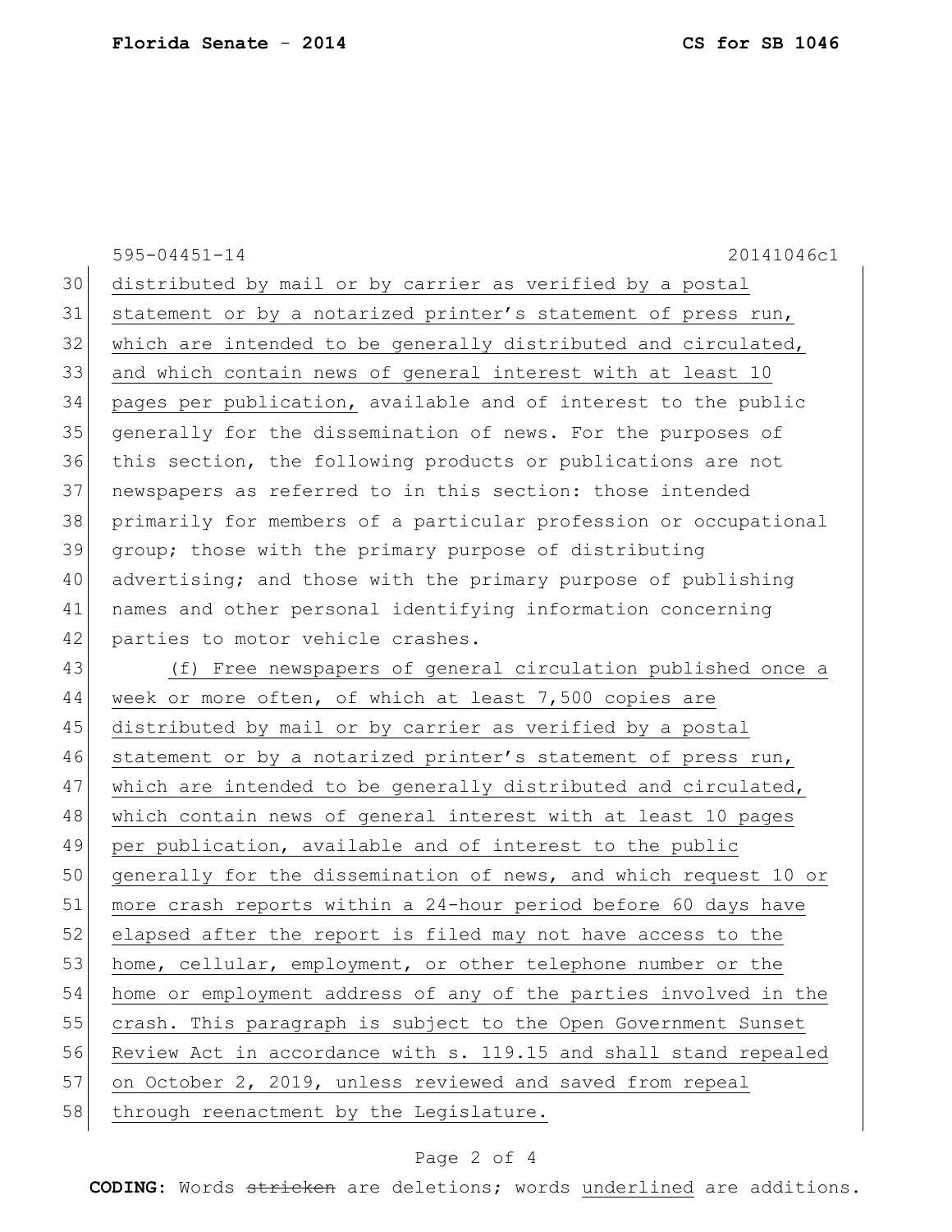distributed by mail or by carrier as verified by a postal statement or by a notarized printer's statement of press run, which are intended to be generally distributed and circulated, and which contain news of general interest with at least 10 pages per publication, available and of interest to the public generally for the dissemination of news. For the purposes of this section, the following products or publications are not newspapers as referred to in this section: those intended primarily for members of a particular profession or occupational group; those with the primary purpose of distributing advertising; and those with the primary purpose of publishing names and other personal identifying information concerning parties to motor vehicle crashes.

(f) Free newspapers of general circulation published once a week or more often, of which at least 7,500 copies are distributed by mail or by carrier as verified by a postal statement or by a notarized printer's statement of press run, which are intended to be generally distributed and circulated, which contain news of general interest with at least 10 pages per publication, available and of interest to the public generally for the dissemination of news, and which request 10 or more crash reports within a 24-hour period before 60 days have elapsed after the report is filed may not have access to the home, cellular, employment, or other telephone number or the home or employment address of any of the parties involved in the crash. This paragraph is subject to the Open Government Sunset Review Act in accordance with s. 119.15 and shall stand repealed on October 2, 2019, unless reviewed and saved from repeal through reenactment by the Legislature.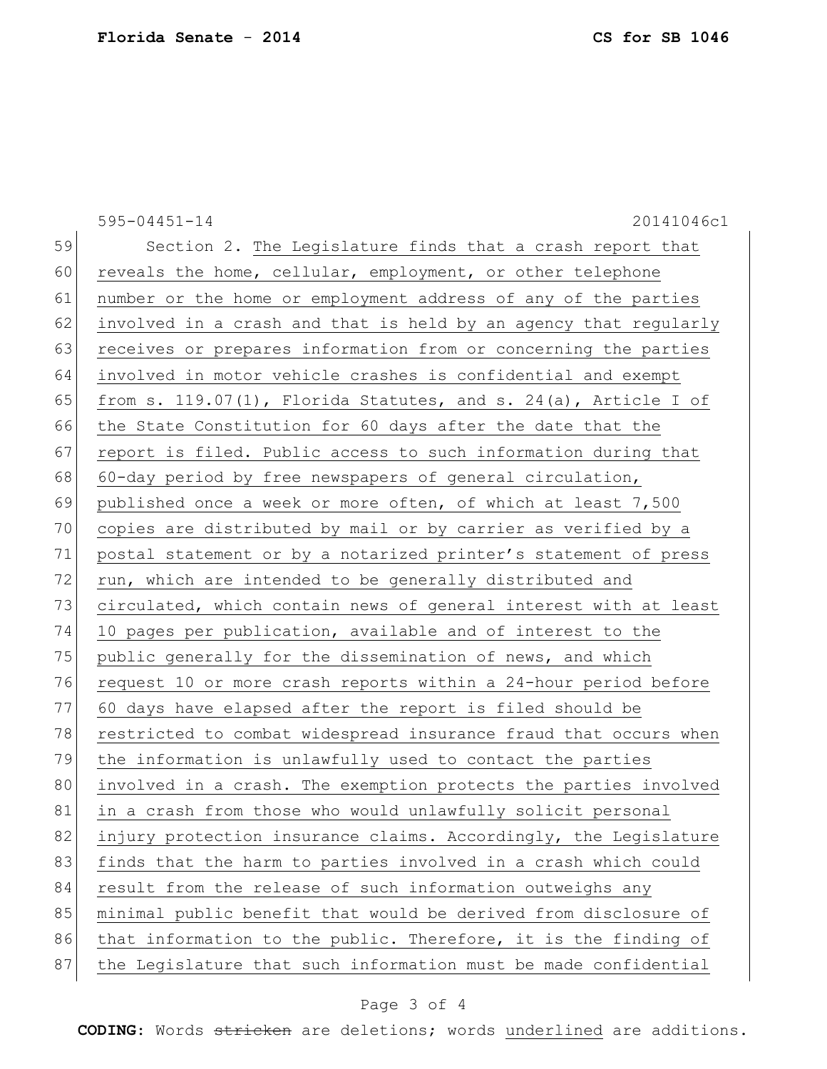Section 2. The Legislature finds that a crash report that reveals the home, cellular, employment, or other telephone number or the home or employment address of any of the parties involved in a crash and that is held by an agency that regularly receives or prepares information from or concerning the parties involved in motor vehicle crashes is confidential and exempt from s. 119.07(1), Florida Statutes, and s. 24(a), Article I of the State Constitution for 60 days after the date that the report is filed. Public access to such information during that 60-day period by free newspapers of general circulation, published once a week or more often, of which at least 7,500 copies are distributed by mail or by carrier as verified by a postal statement or by a notarized printer's statement of press run, which are intended to be generally distributed and circulated, which contain news of general interest with at least 10 pages per publication, available and of interest to the public generally for the dissemination of news, and which request 10 or more crash reports within a 24-hour period before 60 days have elapsed after the report is filed should be restricted to combat widespread insurance fraud that occurs when the information is unlawfully used to contact the parties involved in a crash. The exemption protects the parties involved in a crash from those who would unlawfully solicit personal injury protection insurance claims. Accordingly, the Legislature finds that the harm to parties involved in a crash which could result from the release of such information outweighs any minimal public benefit that would be derived from disclosure of that information to the public. Therefore, it is the finding of the Legislature that such information must be made confidential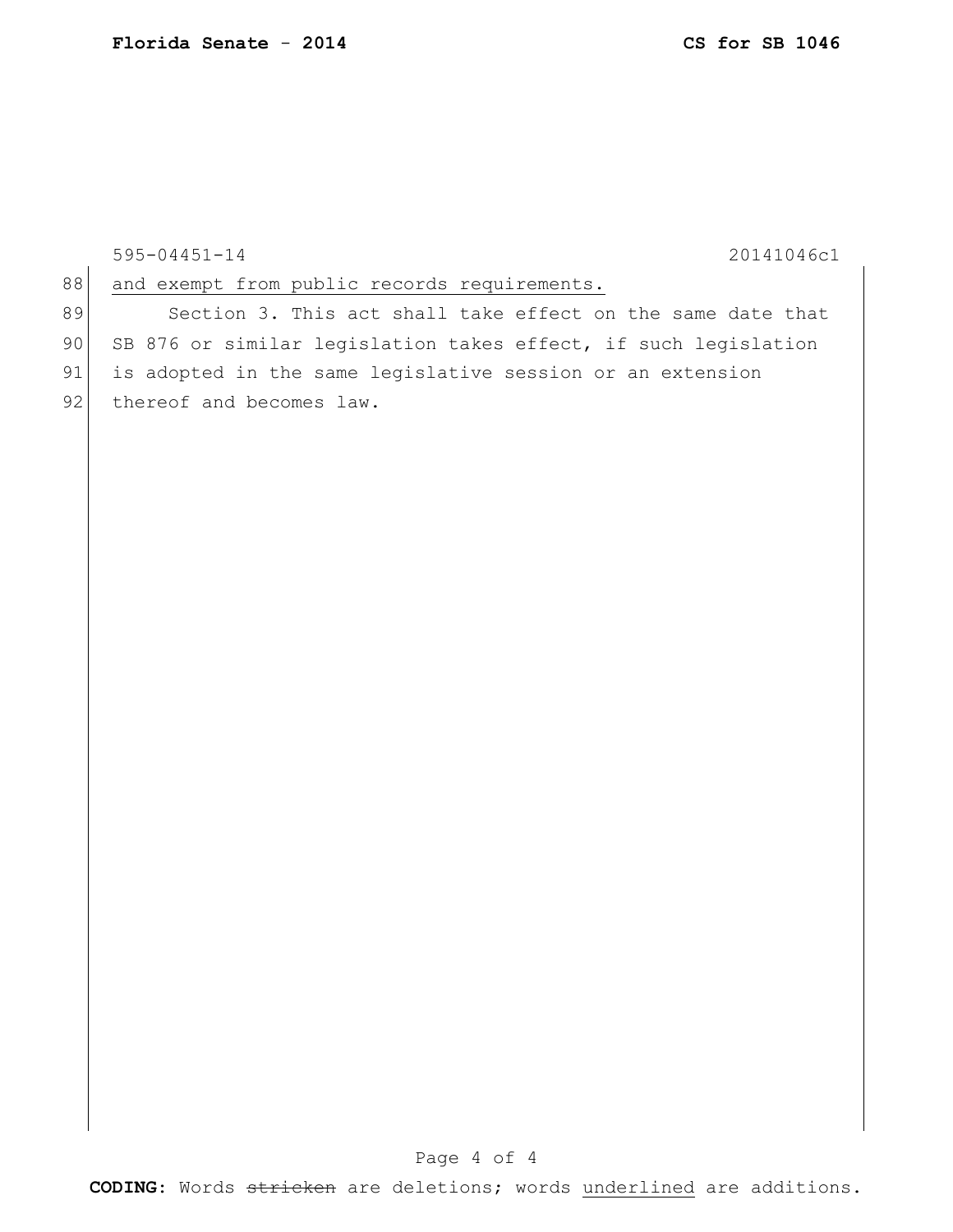and exempt from public records requirements.

Section 3. This act shall take effect on the same date that SB 876 or similar legislation takes effect, if such legislation is adopted in the same legislative session or an extension thereof and becomes law.